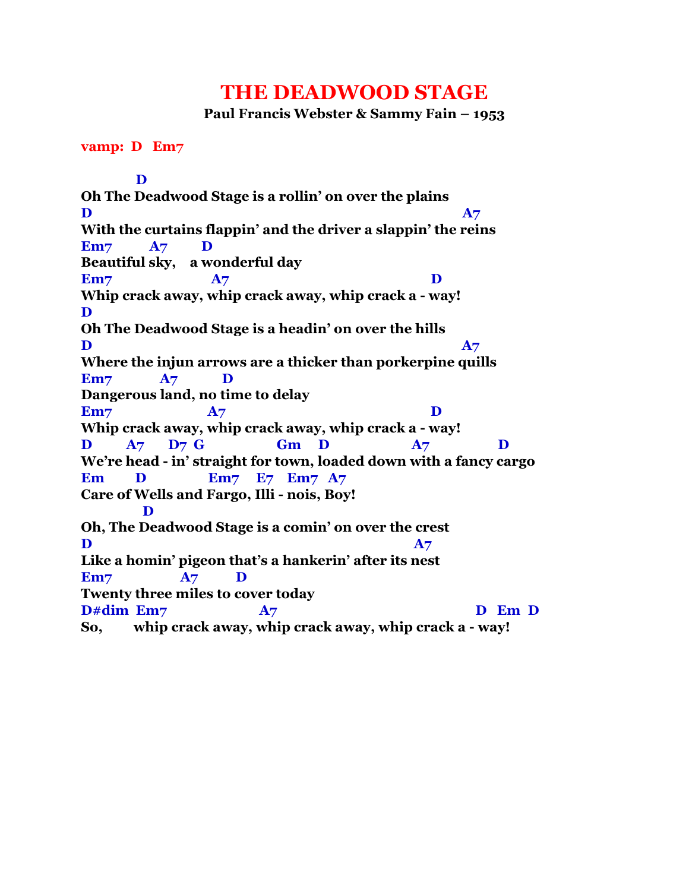# THE DEADWOOD STAGE

**Paul Francis Webster & Sammy Fain – 1953**

**vamp: D Em7**

```
         D
Oh The Deadwood Stage is a rollin' on over the plains
D                                                          A7
With the curtains flappin' and the driver a slappin' the reins
Em7       A7       D
Beautiful sky,   a wonderful day
Em7                A7                            D
Whip crack away, whip crack away, whip crack a - way!
D
Oh The Deadwood Stage is a headin' on over the hills
D                                                          A7
Where the injun arrows are a thicker than porkerpine quills
Em7         A7        D
Dangerous land, no time to delay
Em7                A7                            D
Whip crack away, whip crack away, whip crack a - way!
D      A7     D7  G            Gm    D            A7           D
We're head - in' straight for town, loaded down with a fancy cargo
Em      D          Em7   E7   Em7  A7
Care of Wells and Fargo, Illi - nois, Boy!
          D
Oh, The Deadwood Stage is a comin' on over the crest
D                                                    A7
Like a homin' pigeon that's a hankerin' after its nest
Em7            A7       D
Twenty three miles to cover today
D#dim  Em7               A7                           D  Em  D
So,      whip crack away, whip crack away, whip crack a - way!
```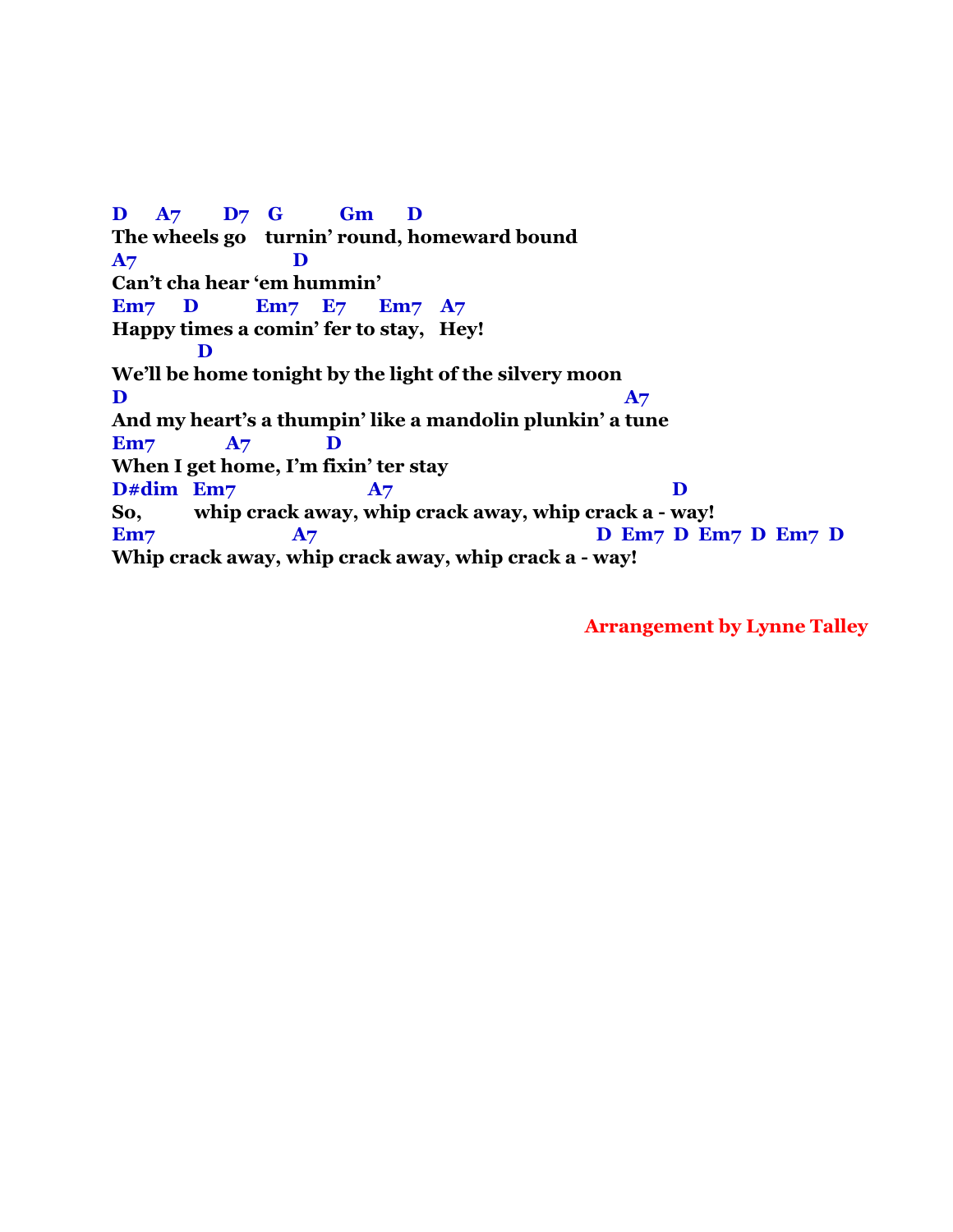```
D     A7        D7    G          Gm       D
The wheels go    turnin' round, homeward bound
A7                         D
Can't cha hear 'em hummin'
Em7      D          Em7     E7      Em7    A7
Happy times a comin' fer to stay,   Hey!
             D
We'll be home tonight by the light of the silvery moon
D                                                                    A7
And my heart's a thumpin' like a mandolin plunkin' a tune
Em7            A7             D
When I get home, I'm fixin' ter stay
D#dim   Em7                      A7                                   D
So,          whip crack away, whip crack away, whip crack a - way!
Em7                     A7                                   D  Em7  D  Em7  D  Em7  D
Whip crack away, whip crack away, whip crack a - way!
```

Arrangement by Lynne Talley